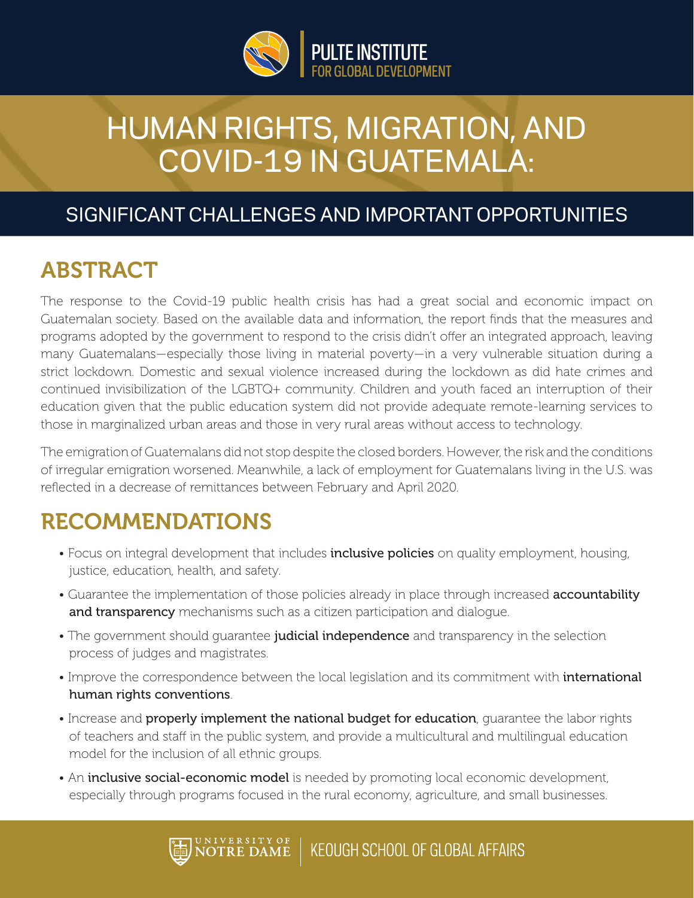PULTE INSTITUTE
FOR GLOBAL DEVELOPMENT

# HUMAN RIGHTS, MIGRATION, AND COVID-19 IN GUATEMALA:

## SIGNIFICANT CHALLENGES AND IMPORTANT OPPORTUNITIES

## ABSTRACT

The response to the Covid-19 public health crisis has had a great social and economic impact on Guatemalan society. Based on the available data and information, the report finds that the measures and programs adopted by the government to respond to the crisis didn't offer an integrated approach, leaving many Guatemalans—especially those living in material poverty—in a very vulnerable situation during a strict lockdown. Domestic and sexual violence increased during the lockdown as did hate crimes and continued invisibilization of the LGBTQ+ community. Children and youth faced an interruption of their education given that the public education system did not provide adequate remote-learning services to those in marginalized urban areas and those in very rural areas without access to technology.

The emigration of Guatemalans did not stop despite the closed borders. However, the risk and the conditions of irregular emigration worsened. Meanwhile, a lack of employment for Guatemalans living in the U.S. was reflected in a decrease of remittances between February and April 2020.

## RECOMMENDATIONS

- Focus on integral development that includes **inclusive policies** on quality employment, housing, justice, education, health, and safety.
- Guarantee the implementation of those policies already in place through increased **accountability and transparency** mechanisms such as a citizen participation and dialogue.
- The government should guarantee **judicial independence** and transparency in the selection process of judges and magistrates.
- Improve the correspondence between the local legislation and its commitment with **international human rights conventions**.
- Increase and **properly implement the national budget for education**, guarantee the labor rights of teachers and staff in the public system, and provide a multicultural and multilingual education model for the inclusion of all ethnic groups.
- An **inclusive social-economic model** is needed by promoting local economic development, especially through programs focused in the rural economy, agriculture, and small businesses.

UNIVERSITY OF NOTRE DAME | KEOUGH SCHOOL OF GLOBAL AFFAIRS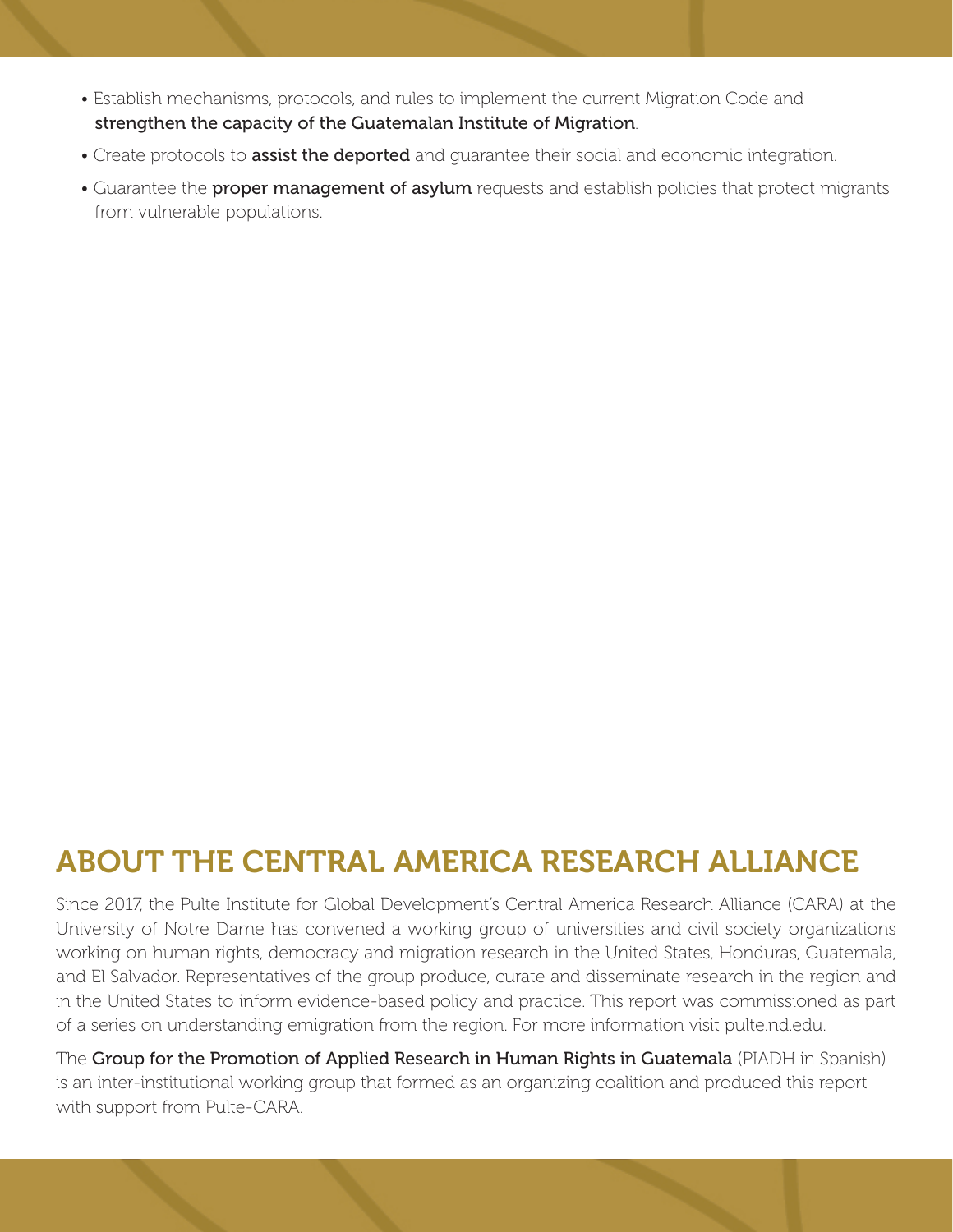- Establish mechanisms, protocols, and rules to implement the current Migration Code and **strengthen the capacity of the Guatemalan Institute of Migration**.
- Create protocols to **assist the deported** and guarantee their social and economic integration.
- Guarantee the **proper management of asylum** requests and establish policies that protect migrants from vulnerable populations.

## ABOUT THE CENTRAL AMERICA RESEARCH ALLIANCE

Since 2017, the Pulte Institute for Global Development's Central America Research Alliance (CARA) at the University of Notre Dame has convened a working group of universities and civil society organizations working on human rights, democracy and migration research in the United States, Honduras, Guatemala, and El Salvador. Representatives of the group produce, curate and disseminate research in the region and in the United States to inform evidence-based policy and practice. This report was commissioned as part of a series on understanding emigration from the region. For more information visit pulte.nd.edu.

The **Group for the Promotion of Applied Research in Human Rights in Guatemala** (PIADH in Spanish) is an inter-institutional working group that formed as an organizing coalition and produced this report with support from Pulte-CARA.